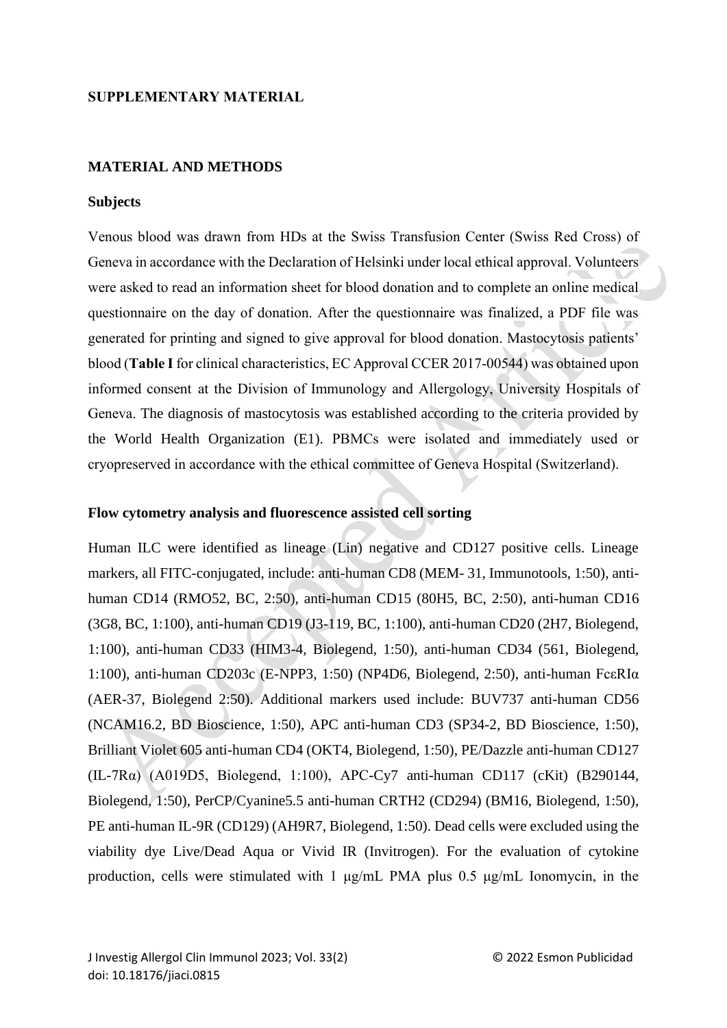## SUPPLEMENTARY MATERIAL

## MATERIAL AND METHODS

### Subjects

Venous blood was drawn from HDs at the Swiss Transfusion Center (Swiss Red Cross) of Geneva in accordance with the Declaration of Helsinki under local ethical approval. Volunteers were asked to read an information sheet for blood donation and to complete an online medical questionnaire on the day of donation. After the questionnaire was finalized, a PDF file was generated for printing and signed to give approval for blood donation. Mastocytosis patients' blood (**Table I** for clinical characteristics, EC Approval CCER 2017-00544) was obtained upon informed consent at the Division of Immunology and Allergology, University Hospitals of Geneva. The diagnosis of mastocytosis was established according to the criteria provided by the World Health Organization (E1). PBMCs were isolated and immediately used or cryopreserved in accordance with the ethical committee of Geneva Hospital (Switzerland).

### Flow cytometry analysis and fluorescence assisted cell sorting

Human ILC were identified as lineage (Lin) negative and CD127 positive cells. Lineage markers, all FITC-conjugated, include: anti-human CD8 (MEM- 31, Immunotools, 1:50), anti-human CD14 (RMO52, BC, 2:50), anti-human CD15 (80H5, BC, 2:50), anti-human CD16 (3G8, BC, 1:100), anti-human CD19 (J3-119, BC, 1:100), anti-human CD20 (2H7, Biolegend, 1:100), anti-human CD33 (HIM3-4, Biolegend, 1:50), anti-human CD34 (561, Biolegend, 1:100), anti-human CD203c (E-NPP3, 1:50) (NP4D6, Biolegend, 2:50), anti-human FcεRIα (AER-37, Biolegend 2:50). Additional markers used include: BUV737 anti-human CD56 (NCAM16.2, BD Bioscience, 1:50), APC anti-human CD3 (SP34-2, BD Bioscience, 1:50), Brilliant Violet 605 anti-human CD4 (OKT4, Biolegend, 1:50), PE/Dazzle anti-human CD127 (IL-7Rα) (A019D5, Biolegend, 1:100), APC-Cy7 anti-human CD117 (cKit) (B290144, Biolegend, 1:50), PerCP/Cyanine5.5 anti-human CRTH2 (CD294) (BM16, Biolegend, 1:50), PE anti-human IL-9R (CD129) (AH9R7, Biolegend, 1:50). Dead cells were excluded using the viability dye Live/Dead Aqua or Vivid IR (Invitrogen). For the evaluation of cytokine production, cells were stimulated with 1 μg/mL PMA plus 0.5 μg/mL Ionomycin, in the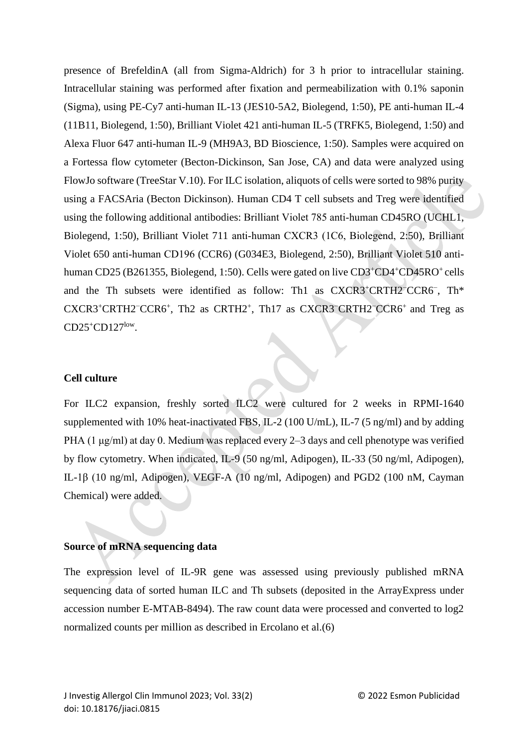presence of BrefeldinA (all from Sigma-Aldrich) for 3 h prior to intracellular staining. Intracellular staining was performed after fixation and permeabilization with 0.1% saponin (Sigma), using PE-Cy7 anti-human IL-13 (JES10-5A2, Biolegend, 1:50), PE anti-human IL-4 (11B11, Biolegend, 1:50), Brilliant Violet 421 anti-human IL-5 (TRFK5, Biolegend, 1:50) and Alexa Fluor 647 anti-human IL-9 (MH9A3, BD Bioscience, 1:50). Samples were acquired on a Fortessa flow cytometer (Becton-Dickinson, San Jose, CA) and data were analyzed using FlowJo software (TreeStar V.10). For ILC isolation, aliquots of cells were sorted to 98% purity using a FACSAria (Becton Dickinson). Human CD4 T cell subsets and Treg were identified using the following additional antibodies: Brilliant Violet 785 anti-human CD45RO (UCHL1, Biolegend, 1:50), Brilliant Violet 711 anti-human CXCR3 (1C6, Biolegend, 2:50), Brilliant Violet 650 anti-human CD196 (CCR6) (G034E3, Biolegend, 2:50), Brilliant Violet 510 anti-human CD25 (B261355, Biolegend, 1:50). Cells were gated on live $CD3^{+}CD4^{+}CD45RO^{+}$ cells and the Th subsets were identified as follow: Th1 as $CXCR3^{+}CRTH2^{-}CCR6^{-}$, Th* $CXCR3^{+}CRTH2^{-}CCR6^{+}$, Th2 as $CRTH2^{+}$, Th17 as $CXCR3^{-}CRTH2^{-}CCR6^{+}$ and Treg as $CD25^{+}CD127^{low}$.

## Cell culture

For ILC2 expansion, freshly sorted ILC2 were cultured for 2 weeks in RPMI-1640 supplemented with 10% heat-inactivated FBS, IL-2 (100 U/mL), IL-7 (5 ng/ml) and by adding PHA (1 μg/ml) at day 0. Medium was replaced every 2–3 days and cell phenotype was verified by flow cytometry. When indicated, IL-9 (50 ng/ml, Adipogen), IL-33 (50 ng/ml, Adipogen), IL-1β (10 ng/ml, Adipogen), VEGF-A (10 ng/ml, Adipogen) and PGD2 (100 nM, Cayman Chemical) were added.

## Source of mRNA sequencing data

The expression level of IL-9R gene was assessed using previously published mRNA sequencing data of sorted human ILC and Th subsets (deposited in the ArrayExpress under accession number E-MTAB-8494). The raw count data were processed and converted to log2 normalized counts per million as described in Ercolano et al.(6)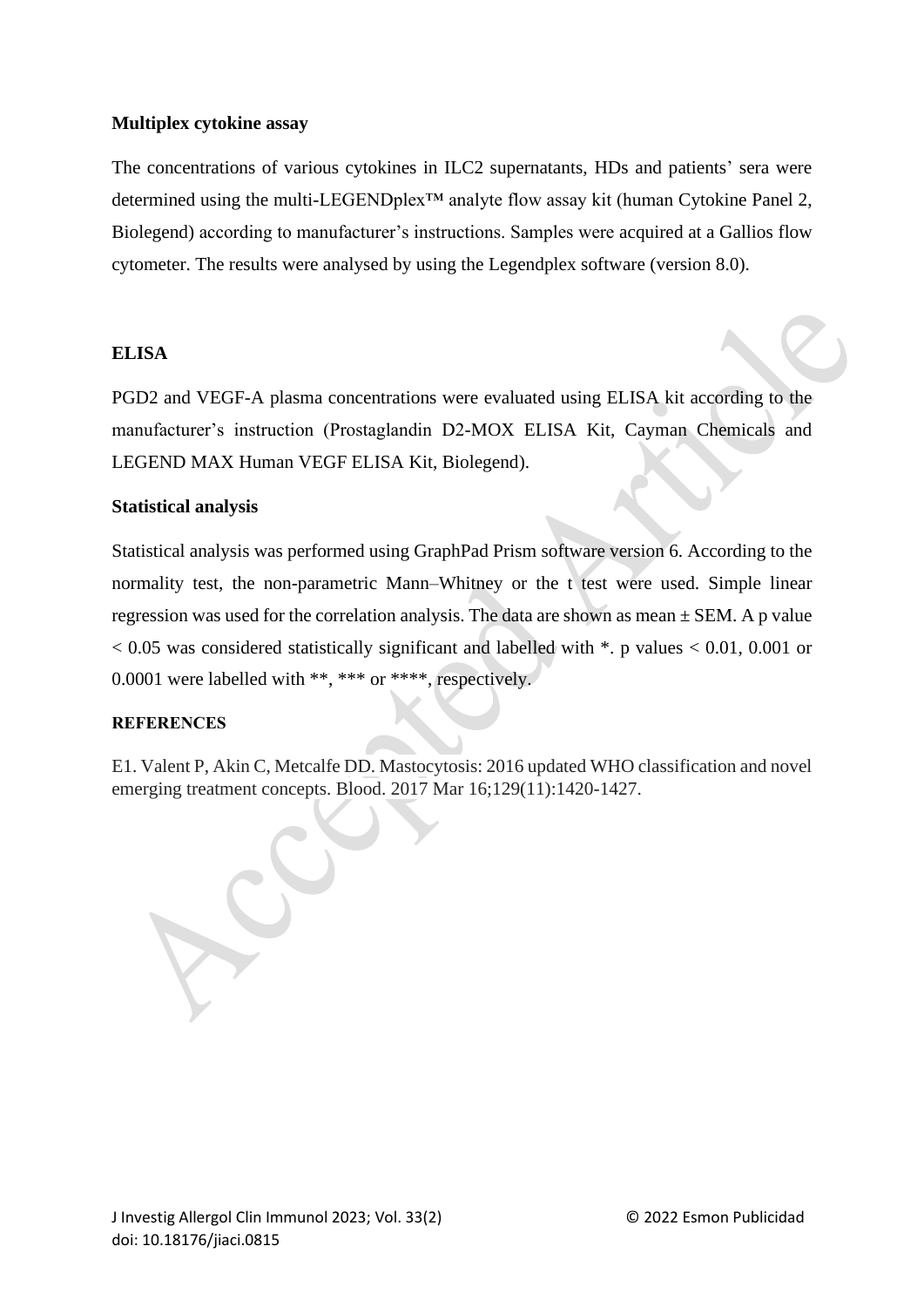### Multiplex cytokine assay

The concentrations of various cytokines in ILC2 supernatants, HDs and patients' sera were determined using the multi-LEGENDplex™ analyte flow assay kit (human Cytokine Panel 2, Biolegend) according to manufacturer's instructions. Samples were acquired at a Gallios flow cytometer. The results were analysed by using the Legendplex software (version 8.0).

### ELISA

PGD2 and VEGF-A plasma concentrations were evaluated using ELISA kit according to the manufacturer's instruction (Prostaglandin D2-MOX ELISA Kit, Cayman Chemicals and LEGEND MAX Human VEGF ELISA Kit, Biolegend).

### Statistical analysis

Statistical analysis was performed using GraphPad Prism software version 6. According to the normality test, the non-parametric Mann–Whitney or the t test were used. Simple linear regression was used for the correlation analysis. The data are shown as mean ± SEM. A p value $< 0.05$ was considered statistically significant and labelled with *. p values $< 0.01$, 0.001 or 0.0001 were labelled with **, *** or ****, respectively.

### REFERENCES

E1. Valent P, Akin C, Metcalfe DD. Mastocytosis: 2016 updated WHO classification and novel emerging treatment concepts. Blood. 2017 Mar 16;129(11):1420-1427.